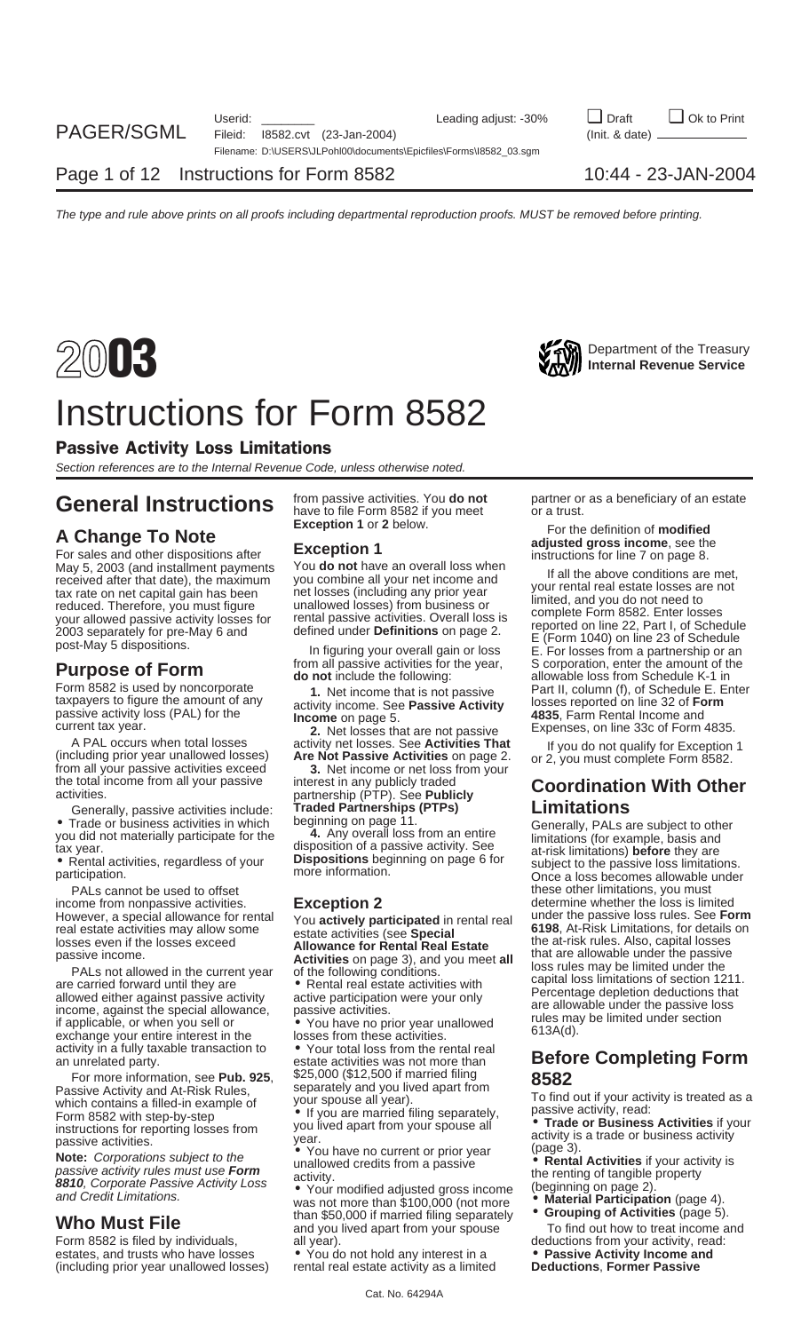# 2003 Instructions for Form 8582

Department of the Treasury
Internal Revenue Service

## Passive Activity Loss Limitations

*Section references are to the Internal Revenue Code, unless otherwise noted.*

# General Instructions

## A Change To Note

For sales and other dispositions after May 5, 2003 (and installment payments received after that date), the maximum tax rate on net capital gain has been reduced. Therefore, you must figure your allowed passive activity losses for 2003 separately for pre-May 6 and post-May 5 dispositions.

## Purpose of Form

Form 8582 is used by noncorporate taxpayers to figure the amount of any passive activity loss (PAL) for the current tax year.

A PAL occurs when total losses (including prior year unallowed losses) from all your passive activities exceed the total income from all your passive activities.

Generally, passive activities include:

- Trade or business activities in which you did not materially participate for the tax year.
- Rental activities, regardless of your participation.

PALs cannot be used to offset income from nonpassive activities. However, a special allowance for rental real estate activities may allow some losses even if the losses exceed passive income.

PALs not allowed in the current year are carried forward until they are allowed either against passive activity income, against the special allowance, if applicable, or when you sell or exchange your entire interest in the activity in a fully taxable transaction to an unrelated party.

For more information, see **Pub. 925**, Passive Activity and At-Risk Rules, which contains a filled-in example of Form 8582 with step-by-step instructions for reporting losses from passive activities.

**Note:** *Corporations subject to the passive activity rules must use* ***Form 8810****, Corporate Passive Activity Loss and Credit Limitations.*

## Who Must File

Form 8582 is filed by individuals, estates, and trusts who have losses (including prior year unallowed losses) from passive activities. You **do not** have to file Form 8582 if you meet **Exception 1** or **2** below.

### Exception 1

You **do not** have an overall loss when you combine all your net income and net losses (including any prior year unallowed losses) from business or rental passive activities. Overall loss is defined under **Definitions** on page 2.

In figuring your overall gain or loss from all passive activities for the year, **do not** include the following:

**1.** Net income that is not passive activity income. See **Passive Activity Income** on page 5.

**2.** Net losses that are not passive activity net losses. See **Activities That Are Not Passive Activities** on page 2.

**3.** Net income or net loss from your interest in any publicly traded partnership (PTP). See **Publicly Traded Partnerships (PTPs)** beginning on page 11.

**4.** Any overall loss from an entire disposition of a passive activity. See **Dispositions** beginning on page 6 for more information.

### Exception 2

You **actively participated** in rental real estate activities (see **Special Allowance for Rental Real Estate Activities** on page 3), and you meet **all** of the following conditions.

- Rental real estate activities with active participation were your only passive activities.
- You have no prior year unallowed losses from these activities.
- Your total loss from the rental real estate activities was not more than $25,000 ($12,500 if married filing separately and you lived apart from your spouse all year).
- If you are married filing separately, you lived apart from your spouse all year.
- You have no current or prior year unallowed credits from a passive activity.
- Your modified adjusted gross income was not more than $100,000 (not more than $50,000 if married filing separately and you lived apart from your spouse all year).
- You do not hold any interest in a rental real estate activity as a limited partner or as a beneficiary of an estate or a trust.

For the definition of **modified adjusted gross income**, see the instructions for line 7 on page 8.

If all the above conditions are met, your rental real estate losses are not limited, and you do not need to complete Form 8582. Enter losses reported on line 22, Part I, of Schedule E (Form 1040) on line 23 of Schedule E. For losses from a partnership or an S corporation, enter the amount of the allowable loss from Schedule K-1 in Part II, column (f), of Schedule E. Enter losses reported on line 32 of **Form 4835**, Farm Rental Income and Expenses, on line 33c of Form 4835.

If you do not qualify for Exception 1 or 2, you must complete Form 8582.

## Coordination With Other Limitations

Generally, PALs are subject to other limitations (for example, basis and at-risk limitations) **before** they are subject to the passive loss limitations. Once a loss becomes allowable under these other limitations, you must determine whether the loss is limited under the passive loss rules. See **Form 6198**, At-Risk Limitations, for details on the at-risk rules. Also, capital losses that are allowable under the passive loss rules may be limited under the capital loss limitations of section 1211. Percentage depletion deductions that are allowable under the passive loss rules may be limited under section 613A(d).

## Before Completing Form 8582

To find out if your activity is treated as a passive activity, read:

- **Trade or Business Activities** if your activity is a trade or business activity (page 3).
- **Rental Activities** if your activity is the renting of tangible property (beginning on page 2).
- **Material Participation** (page 4).
- **Grouping of Activities** (page 5).

To find out how to treat income and deductions from your activity, read:

- **Passive Activity Income and Deductions**, **Former Passive**

Cat. No. 64294A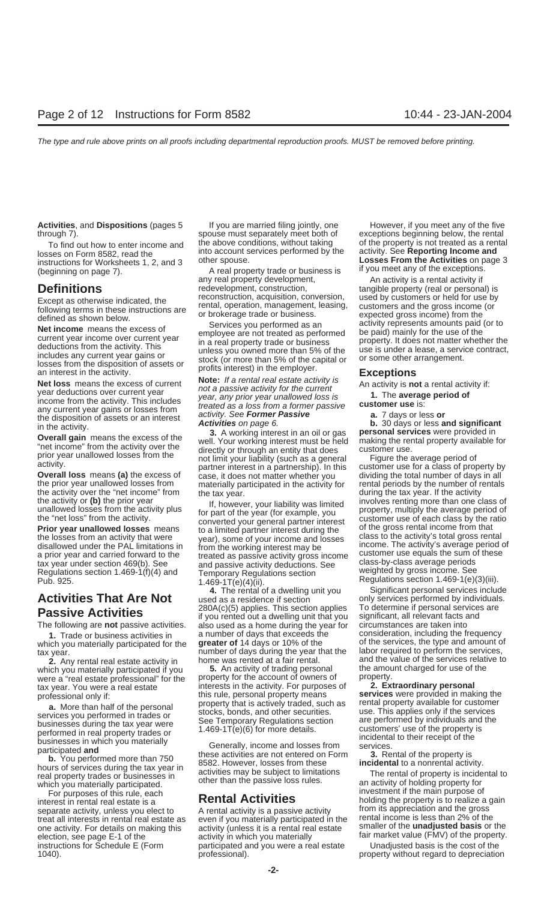**Activities**, and **Dispositions** (pages 5 through 7).

To find out how to enter income and losses on Form 8582, read the instructions for Worksheets 1, 2, and 3 (beginning on page 7).

## Definitions

Except as otherwise indicated, the following terms in these instructions are defined as shown below.

**Net income** means the excess of current year income over current year deductions from the activity. This includes any current year gains or losses from the disposition of assets or an interest in the activity.

**Net loss** means the excess of current year deductions over current year income from the activity. This includes any current year gains or losses from the disposition of assets or an interest in the activity.

**Overall gain** means the excess of the "net income" from the activity over the prior year unallowed losses from the activity.

**Overall loss** means **(a)** the excess of the prior year unallowed losses from the activity over the "net income" from the activity or **(b)** the prior year unallowed losses from the activity plus the "net loss" from the activity.

**Prior year unallowed losses** means the losses from an activity that were disallowed under the PAL limitations in a prior year and carried forward to the tax year under section 469(b). See Regulations section 1.469-1(f)(4) and Pub. 925.

## Activities That Are Not Passive Activities

The following are **not** passive activities.

**1.** Trade or business activities in which you materially participated for the tax year.

**2.** Any rental real estate activity in which you materially participated if you were a "real estate professional" for the tax year. You were a real estate professional only if:

**a.** More than half of the personal services you performed in trades or businesses during the tax year were performed in real property trades or businesses in which you materially participated **and**

**b.** You performed more than 750 hours of services during the tax year in real property trades or businesses in which you materially participated.

For purposes of this rule, each interest in rental real estate is a separate activity, unless you elect to treat all interests in rental real estate as one activity. For details on making this election, see page E-1 of the instructions for Schedule E (Form 1040).

If you are married filing jointly, one spouse must separately meet both of the above conditions, without taking into account services performed by the other spouse.

A real property trade or business is any real property development, redevelopment, construction, reconstruction, acquisition, conversion, rental, operation, management, leasing, or brokerage trade or business.

Services you performed as an employee are not treated as performed in a real property trade or business unless you owned more than 5% of the stock (or more than 5% of the capital or profits interest) in the employer.

*Note: If a rental real estate activity is not a passive activity for the current year, any prior year unallowed loss is treated as a loss from a former passive activity. See* ***Former Passive Activities*** *on page 6.*

**3.** A working interest in an oil or gas well. Your working interest must be held directly or through an entity that does not limit your liability (such as a general partner interest in a partnership). In this case, it does not matter whether you materially participated in the activity for the tax year.

If, however, your liability was limited for part of the year (for example, you converted your general partner interest to a limited partner interest during the year), some of your income and losses from the working interest may be treated as passive activity gross income and passive activity deductions. See Temporary Regulations section 1.469-1T(e)(4)(ii).

**4.** The rental of a dwelling unit you used as a residence if section 280A(c)(5) applies. This section applies if you rented out a dwelling unit that you also used as a home during the year for a number of days that exceeds the **greater of** 14 days or 10% of the number of days during the year that the home was rented at a fair rental.

**5.** An activity of trading personal property for the account of owners of interests in the activity. For purposes of this rule, personal property means property that is actively traded, such as stocks, bonds, and other securities. See Temporary Regulations section 1.469-1T(e)(6) for more details.

Generally, income and losses from these activities are not entered on Form 8582. However, losses from these activities may be subject to limitations other than the passive loss rules.

## Rental Activities

A rental activity is a passive activity even if you materially participated in the activity (unless it is a rental real estate activity in which you materially participated and you were a real estate professional).

However, if you meet any of the five exceptions beginning below, the rental of the property is not treated as a rental activity. See **Reporting Income and Losses From the Activities** on page 3 if you meet any of the exceptions.

An activity is a rental activity if tangible property (real or personal) is used by customers or held for use by customers and the gross income (or expected gross income) from the activity represents amounts paid (or to be paid) mainly for the use of the property. It does not matter whether the use is under a lease, a service contract, or some other arrangement.

### Exceptions

An activity is **not** a rental activity if:

**1.** The **average period of customer use** is:

**a.** 7 days or less **or**

**b.** 30 days or less **and significant personal services** were provided in making the rental property available for customer use.

Figure the average period of customer use for a class of property by dividing the total number of days in all rental periods by the number of rentals during the tax year. If the activity involves renting more than one class of property, multiply the average period of customer use of each class by the ratio of the gross rental income from that class to the activity's total gross rental income. The activity's average period of customer use equals the sum of these class-by-class average periods weighted by gross income. See Regulations section 1.469-1(e)(3)(iii).

Significant personal services include only services performed by individuals. To determine if personal services are significant, all relevant facts and circumstances are taken into consideration, including the frequency of the services, the type and amount of labor required to perform the services, and the value of the services relative to the amount charged for use of the property.

**2. Extraordinary personal services** were provided in making the rental property available for customer use. This applies only if the services are performed by individuals and the customers' use of the property is incidental to their receipt of the services.

**3.** Rental of the property is **incidental** to a nonrental activity.

The rental of property is incidental to an activity of holding property for investment if the main purpose of holding the property is to realize a gain from its appreciation and the gross rental income is less than 2% of the smaller of the **unadjusted basis** or the fair market value (FMV) of the property.

Unadjusted basis is the cost of the property without regard to depreciation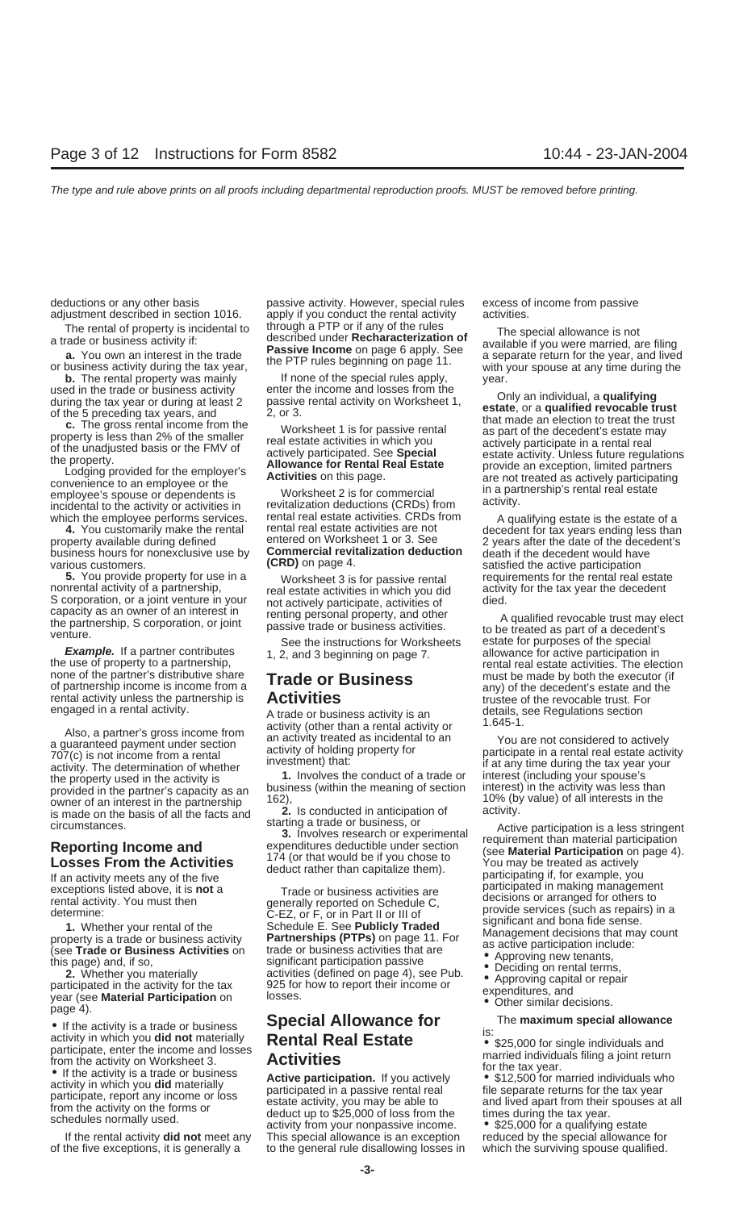deductions or any other basis adjustment described in section 1016.

The rental of property is incidental to a trade or business activity if:

**a.** You own an interest in the trade or business activity during the tax year,

**b.** The rental property was mainly used in the trade or business activity during the tax year or during at least 2 of the 5 preceding tax years, and

**c.** The gross rental income from the property is less than 2% of the smaller of the unadjusted basis or the FMV of the property.

Lodging provided for the employer's convenience to an employee or the employee's spouse or dependents is incidental to the activity or activities in which the employee performs services.

**4.** You customarily make the rental property available during defined business hours for nonexclusive use by various customers.

**5.** You provide property for use in a nonrental activity of a partnership, S corporation, or a joint venture in your capacity as an owner of an interest in the partnership, S corporation, or joint venture.

***Example.*** If a partner contributes the use of property to a partnership, none of the partner's distributive share of partnership income is income from a rental activity unless the partnership is engaged in a rental activity.

Also, a partner's gross income from a guaranteed payment under section 707(c) is not income from a rental activity. The determination of whether the property used in the activity is provided in the partner's capacity as an owner of an interest in the partnership is made on the basis of all the facts and circumstances.

## Reporting Income and Losses From the Activities

If an activity meets any of the five exceptions listed above, it is **not** a rental activity. You must then determine:

**1.** Whether your rental of the property is a trade or business activity (see **Trade or Business Activities** on this page) and, if so,

**2.** Whether you materially participated in the activity for the tax year (see **Material Participation** on page 4).

- If the activity is a trade or business activity in which you **did not** materially participate, enter the income and losses from the activity on Worksheet 3.
- If the activity is a trade or business activity in which you **did** materially participate, report any income or loss from the activity on the forms or schedules normally used.

If the rental activity **did not** meet any of the five exceptions, it is generally a passive activity. However, special rules apply if you conduct the rental activity through a PTP or if any of the rules described under **Recharacterization of Passive Income** on page 6 apply. See the PTP rules beginning on page 11.

If none of the special rules apply, enter the income and losses from the passive rental activity on Worksheet 1, 2, or 3.

Worksheet 1 is for passive rental real estate activities in which you actively participated. See **Special Allowance for Rental Real Estate Activities** on this page.

Worksheet 2 is for commercial revitalization deductions (CRDs) from rental real estate activities. CRDs from rental real estate activities are not entered on Worksheet 1 or 3. See **Commercial revitalization deduction (CRD)** on page 4.

Worksheet 3 is for passive rental real estate activities in which you did not actively participate, activities of renting personal property, and other passive trade or business activities.

See the instructions for Worksheets 1, 2, and 3 beginning on page 7.

## Trade or Business Activities

A trade or business activity is an activity (other than a rental activity or an activity treated as incidental to an activity of holding property for investment) that:

**1.** Involves the conduct of a trade or business (within the meaning of section 162),

**2.** Is conducted in anticipation of starting a trade or business, or

**3.** Involves research or experimental expenditures deductible under section 174 (or that would be if you chose to deduct rather than capitalize them).

Trade or business activities are generally reported on Schedule C, C-EZ, or F, or in Part II or III of Schedule E. See **Publicly Traded Partnerships (PTPs)** on page 11. For trade or business activities that are significant participation passive activities (defined on page 4), see Pub. 925 for how to report their income or losses.

## Special Allowance for Rental Real Estate Activities

**Active participation.** If you actively participated in a passive rental real estate activity, you may be able to deduct up to $25,000 of loss from the activity from your nonpassive income. This special allowance is an exception to the general rule disallowing losses in excess of income from passive activities.

The special allowance is not available if you were married, are filing a separate return for the year, and lived with your spouse at any time during the year.

Only an individual, a **qualifying estate**, or a **qualified revocable trust** that made an election to treat the trust as part of the decedent's estate may actively participate in a rental real estate activity. Unless future regulations provide an exception, limited partners are not treated as actively participating in a partnership's rental real estate activity.

A qualifying estate is the estate of a decedent for tax years ending less than 2 years after the date of the decedent's death if the decedent would have satisfied the active participation requirements for the rental real estate activity for the tax year the decedent died.

A qualified revocable trust may elect to be treated as part of a decedent's estate for purposes of the special allowance for active participation in rental real estate activities. The election must be made by both the executor (if any) of the decedent's estate and the trustee of the revocable trust. For details, see Regulations section 1.645-1.

You are not considered to actively participate in a rental real estate activity if at any time during the tax year your interest (including your spouse's interest) in the activity was less than 10% (by value) of all interests in the activity.

Active participation is a less stringent requirement than material participation (see **Material Participation** on page 4). You may be treated as actively participating if, for example, you participated in making management decisions or arranged for others to provide services (such as repairs) in a significant and bona fide sense. Management decisions that may count as active participation include:

- Approving new tenants,
- Deciding on rental terms,
- Approving capital or repair expenditures, and
- Other similar decisions.

The **maximum special allowance** is:

- $25,000 for single individuals and married individuals filing a joint return for the tax year.
- $12,500 for married individuals who file separate returns for the tax year and lived apart from their spouses at all times during the tax year.
- $25,000 for a qualifying estate reduced by the special allowance for which the surviving spouse qualified.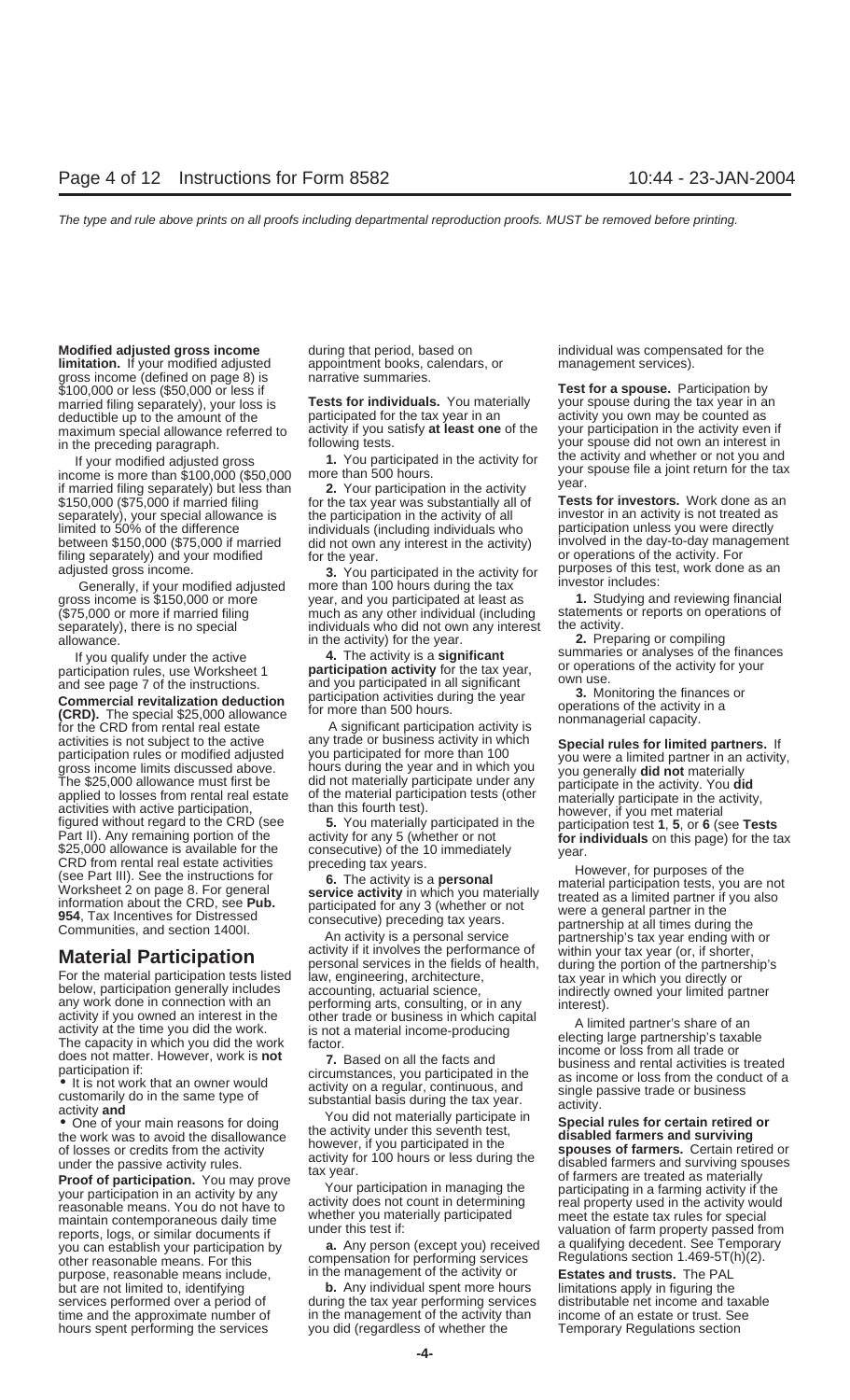**Modified adjusted gross income limitation.** If your modified adjusted gross income (defined on page 8) is $100,000 or less ($50,000 or less if married filing separately), your loss is deductible up to the amount of the maximum special allowance referred to in the preceding paragraph.

If your modified adjusted gross income is more than $100,000 ($50,000 if married filing separately) but less than $150,000 ($75,000 if married filing separately), your special allowance is limited to 50% of the difference between $150,000 ($75,000 if married filing separately) and your modified adjusted gross income.

Generally, if your modified adjusted gross income is $150,000 or more ($75,000 or more if married filing separately), there is no special allowance.

If you qualify under the active participation rules, use Worksheet 1 and see page 7 of the instructions.

**Commercial revitalization deduction (CRD).** The special $25,000 allowance for the CRD from rental real estate activities is not subject to the active participation rules or modified adjusted gross income limits discussed above. The $25,000 allowance must first be applied to losses from rental real estate activities with active participation, figured without regard to the CRD (see Part II). Any remaining portion of the $25,000 allowance is available for the CRD from rental real estate activities (see Part III). See the instructions for Worksheet 2 on page 8. For general information about the CRD, see **Pub. 954**, Tax Incentives for Distressed Communities, and section 1400I.

## Material Participation

For the material participation tests listed below, participation generally includes any work done in connection with an activity if you owned an interest in the activity at the time you did the work. The capacity in which you did the work does not matter. However, work is **not** participation if:

- It is not work that an owner would customarily do in the same type of activity **and**
- One of your main reasons for doing the work was to avoid the disallowance of losses or credits from the activity under the passive activity rules.

**Proof of participation.** You may prove your participation in an activity by any reasonable means. You do not have to maintain contemporaneous daily time reports, logs, or similar documents if you can establish your participation by other reasonable means. For this purpose, reasonable means include, but are not limited to, identifying services performed over a period of time and the approximate number of hours spent performing the services during that period, based on appointment books, calendars, or narrative summaries.

**Tests for individuals.** You materially participated for the tax year in an activity if you satisfy **at least one** of the following tests.

**1.** You participated in the activity for more than 500 hours.

**2.** Your participation in the activity for the tax year was substantially all of the participation in the activity of all individuals (including individuals who did not own any interest in the activity) for the year.

**3.** You participated in the activity for more than 100 hours during the tax year, and you participated at least as much as any other individual (including individuals who did not own any interest in the activity) for the year.

**4.** The activity is a **significant participation activity** for the tax year, and you participated in all significant participation activities during the year for more than 500 hours.

A significant participation activity is any trade or business activity in which you participated for more than 100 hours during the year and in which you did not materially participate under any of the material participation tests (other than this fourth test).

**5.** You materially participated in the activity for any 5 (whether or not consecutive) of the 10 immediately preceding tax years.

**6.** The activity is a **personal service activity** in which you materially participated for any 3 (whether or not consecutive) preceding tax years.

An activity is a personal service activity if it involves the performance of personal services in the fields of health, law, engineering, architecture, accounting, actuarial science, performing arts, consulting, or in any other trade or business in which capital is not a material income-producing factor.

**7.** Based on all the facts and circumstances, you participated in the activity on a regular, continuous, and substantial basis during the tax year.

You did not materially participate in the activity under this seventh test, however, if you participated in the activity for 100 hours or less during the tax year.

Your participation in managing the activity does not count in determining whether you materially participated under this test if:

**a.** Any person (except you) received compensation for performing services in the management of the activity or

**b.** Any individual spent more hours during the tax year performing services in the management of the activity than you did (regardless of whether the individual was compensated for the management services).

**Test for a spouse.** Participation by your spouse during the tax year in an activity you own may be counted as your participation in the activity even if your spouse did not own an interest in the activity and whether or not you and your spouse file a joint return for the tax year.

**Tests for investors.** Work done as an investor in an activity is not treated as participation unless you were directly involved in the day-to-day management or operations of the activity. For purposes of this test, work done as an investor includes:

**1.** Studying and reviewing financial statements or reports on operations of the activity.

**2.** Preparing or compiling summaries or analyses of the finances or operations of the activity for your own use.

**3.** Monitoring the finances or operations of the activity in a nonmanagerial capacity.

**Special rules for limited partners.** If you were a limited partner in an activity, you generally **did not** materially participate in the activity. You **did** materially participate in the activity, however, if you met material participation test **1**, **5**, or **6** (see **Tests for individuals** on this page) for the tax year.

However, for purposes of the material participation tests, you are not treated as a limited partner if you also were a general partner in the partnership at all times during the partnership's tax year ending with or within your tax year (or, if shorter, during the portion of the partnership's tax year in which you directly or indirectly owned your limited partner interest).

A limited partner's share of an electing large partnership's taxable income or loss from all trade or business and rental activities is treated as income or loss from the conduct of a single passive trade or business activity.

**Special rules for certain retired or disabled farmers and surviving spouses of farmers.** Certain retired or disabled farmers and surviving spouses of farmers are treated as materially participating in a farming activity if the real property used in the activity would meet the estate tax rules for special valuation of farm property passed from a qualifying decedent. See Temporary Regulations section 1.469-5T(h)(2).

**Estates and trusts.** The PAL limitations apply in figuring the distributable net income and taxable income of an estate or trust. See Temporary Regulations section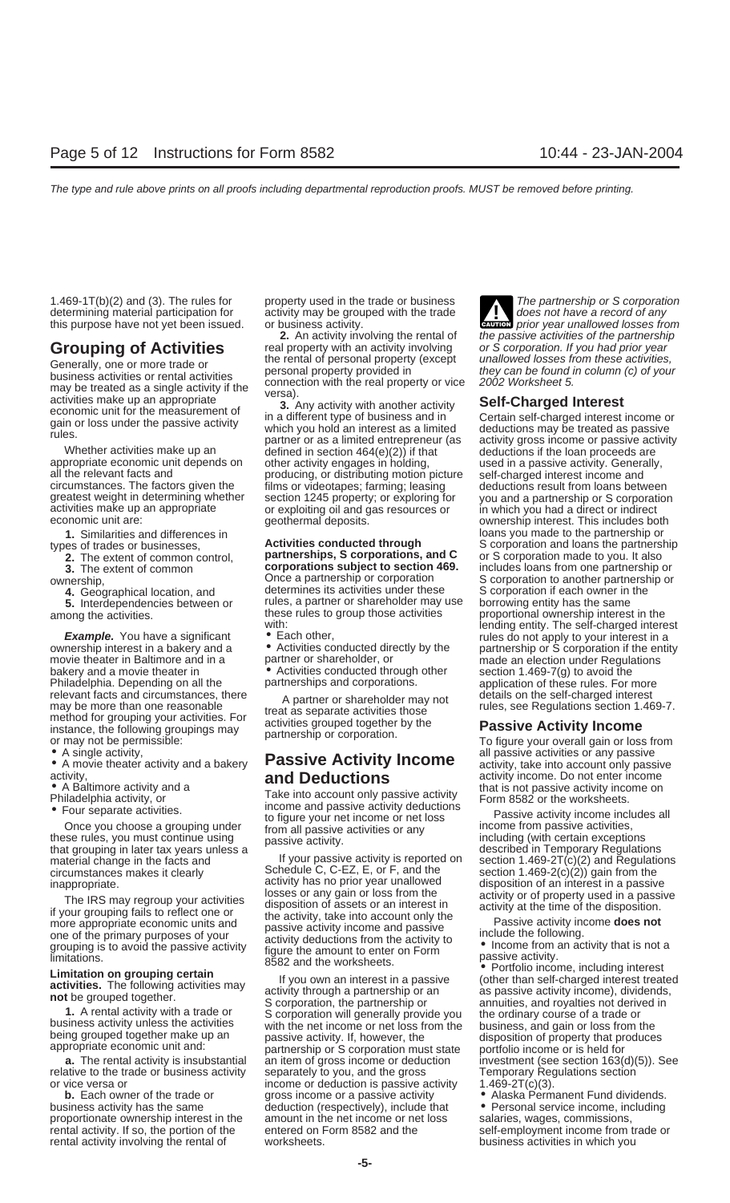1.469-1T(b)(2) and (3). The rules for determining material participation for this purpose have not yet been issued.

## Grouping of Activities

Generally, one or more trade or business activities or rental activities may be treated as a single activity if the activities make up an appropriate economic unit for the measurement of gain or loss under the passive activity rules.

Whether activities make up an appropriate economic unit depends on all the relevant facts and circumstances. The factors given the greatest weight in determining whether activities make up an appropriate economic unit are:

1. Similarities and differences in types of trades or businesses,
2. The extent of common control,
3. The extent of common ownership,
4. Geographical location, and
5. Interdependencies between or among the activities.

***Example.*** You have a significant ownership interest in a bakery and a movie theater in Baltimore and in a bakery and a movie theater in Philadelphia. Depending on all the relevant facts and circumstances, there may be more than one reasonable method for grouping your activities. For instance, the following groupings may or may not be permissible:

- A single activity,
- A movie theater activity and a bakery activity,
- A Baltimore activity and a Philadelphia activity, or
- Four separate activities.

Once you choose a grouping under these rules, you must continue using that grouping in later tax years unless a material change in the facts and circumstances makes it clearly inappropriate.

The IRS may regroup your activities if your grouping fails to reflect one or more appropriate economic units and one of the primary purposes of your grouping is to avoid the passive activity limitations.

**Limitation on grouping certain activities.** The following activities may **not** be grouped together.

1. A rental activity with a trade or business activity unless the activities being grouped together make up an appropriate economic unit and:

   a. The rental activity is insubstantial relative to the trade or business activity or vice versa or

   b. Each owner of the trade or business activity has the same proportionate ownership interest in the rental activity. If so, the portion of the rental activity involving the rental of property used in the trade or business activity may be grouped with the trade or business activity.

2. An activity involving the rental of real property with an activity involving the rental of personal property (except personal property provided in connection with the real property or vice versa).

3. Any activity with another activity in a different type of business and in which you hold an interest as a limited partner or as a limited entrepreneur (as defined in section 464(e)(2)) if that other activity engages in holding, producing, or distributing motion picture films or videotapes; farming; leasing section 1245 property; or exploring for or exploiting oil and gas resources or geothermal deposits.

**Activities conducted through partnerships, S corporations, and C corporations subject to section 469.** Once a partnership or corporation determines its activities under these rules, a partner or shareholder may use these rules to group those activities with:

- Each other,
- Activities conducted directly by the partner or shareholder, or
- Activities conducted through other partnerships and corporations.

A partner or shareholder may not treat as separate activities those activities grouped together by the partnership or corporation.

## Passive Activity Income and Deductions

Take into account only passive activity income and passive activity deductions to figure your net income or net loss from all passive activities or any passive activity.

If your passive activity is reported on Schedule C, C-EZ, E, or F, and the activity has no prior year unallowed losses or any gain or loss from the disposition of assets or an interest in the activity, take into account only the passive activity income and passive activity deductions from the activity to figure the amount to enter on Form 8582 and the worksheets.

If you own an interest in a passive activity through a partnership or an S corporation, the partnership or S corporation will generally provide you with the net income or net loss from the passive activity. If, however, the partnership or S corporation must state an item of gross income or deduction separately to you, and the gross income or deduction is passive activity gross income or a passive activity deduction (respectively), include that amount in the net income or net loss entered on Form 8582 and the worksheets.

> **CAUTION:** *The partnership or S corporation does not have a record of any prior year unallowed losses from the passive activities of the partnership or S corporation. If you had prior year unallowed losses from these activities, they can be found in column (c) of your 2002 Worksheet 5.*

## Self-Charged Interest

Certain self-charged interest income or deductions may be treated as passive activity gross income or passive activity deductions if the loan proceeds are used in a passive activity. Generally, self-charged interest income and deductions result from loans between you and a partnership or S corporation in which you had a direct or indirect ownership interest. This includes both loans you made to the partnership or S corporation and loans the partnership or S corporation made to you. It also includes loans from one partnership or S corporation to another partnership or S corporation if each owner in the borrowing entity has the same proportional ownership interest in the lending entity. The self-charged interest rules do not apply to your interest in a partnership or S corporation if the entity made an election under Regulations section 1.469-7(g) to avoid the application of these rules. For more details on the self-charged interest rules, see Regulations section 1.469-7.

## Passive Activity Income

To figure your overall gain or loss from all passive activities or any passive activity, take into account only passive activity income. Do not enter income that is not passive activity income on Form 8582 or the worksheets.

Passive activity income includes all income from passive activities, including (with certain exceptions described in Temporary Regulations section 1.469-2T(c)(2) and Regulations section 1.469-2(c)(2)) gain from the disposition of an interest in a passive activity or of property used in a passive activity at the time of the disposition.

Passive activity income **does not** include the following.

- Income from an activity that is not a passive activity.
- Portfolio income, including interest (other than self-charged interest treated as passive activity income), dividends, annuities, and royalties not derived in the ordinary course of a trade or business, and gain or loss from the disposition of property that produces portfolio income or is held for investment (see section 163(d)(5)). See Temporary Regulations section 1.469-2T(c)(3).
- Alaska Permanent Fund dividends.
- Personal service income, including salaries, wages, commissions, self-employment income from trade or business activities in which you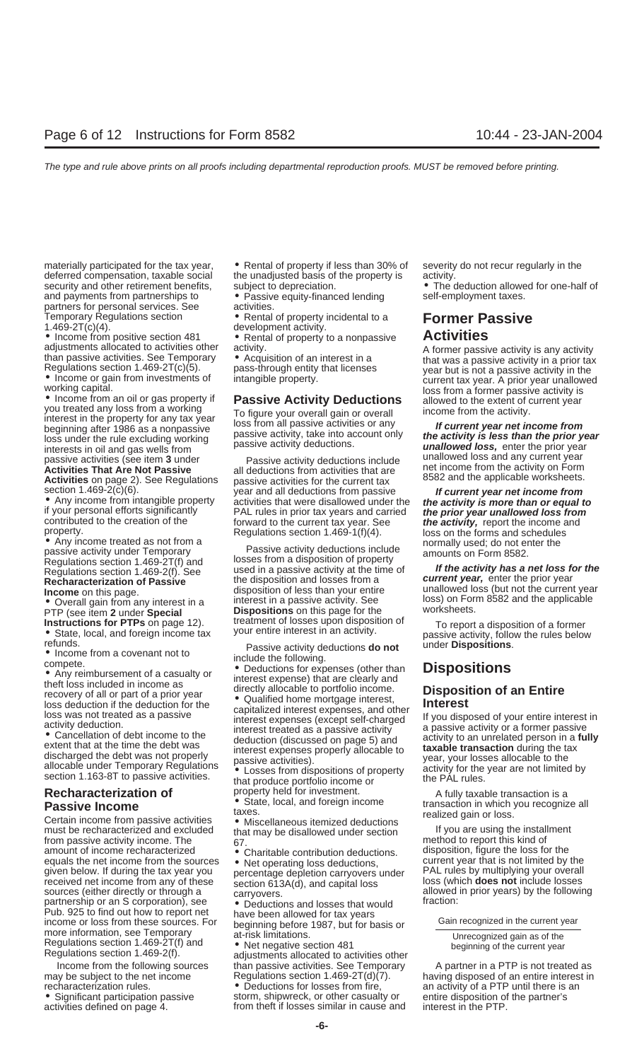materially participated for the tax year, deferred compensation, taxable social security and other retirement benefits, and payments from partnerships to partners for personal services. See Temporary Regulations section 1.469-2T(c)(4).

- Income from positive section 481 adjustments allocated to activities other than passive activities. See Temporary Regulations section 1.469-2T(c)(5).
- Income or gain from investments of working capital.
- Income from an oil or gas property if you treated any loss from a working interest in the property for any tax year beginning after 1986 as a nonpassive loss under the rule excluding working interests in oil and gas wells from passive activities (see item **3** under **Activities That Are Not Passive Activities** on page 2). See Regulations section 1.469-2(c)(6).
- Any income from intangible property if your personal efforts significantly contributed to the creation of the property.
- Any income treated as not from a passive activity under Temporary Regulations section 1.469-2T(f) and Regulations section 1.469-2(f). See **Recharacterization of Passive Income** on this page.
- Overall gain from any interest in a PTP (see item **2** under **Special Instructions for PTPs** on page 12).
- State, local, and foreign income tax refunds.
- Income from a covenant not to compete.
- Any reimbursement of a casualty or theft loss included in income as recovery of all or part of a prior year loss deduction if the deduction for the loss was not treated as a passive activity deduction.
- Cancellation of debt income to the extent that at the time the debt was discharged the debt was not properly allocable under Temporary Regulations section 1.163-8T to passive activities.

## Recharacterization of Passive Income

Certain income from passive activities must be recharacterized and excluded from passive activity income. The amount of income recharacterized equals the net income from the sources given below. If during the tax year you received net income from any of these sources (either directly or through a partnership or an S corporation), see Pub. 925 to find out how to report net income or loss from these sources. For more information, see Temporary Regulations section 1.469-2T(f) and Regulations section 1.469-2(f).

Income from the following sources may be subject to the net income recharacterization rules.

- Significant participation passive activities defined on page 4.
- Rental of property if less than 30% of the unadjusted basis of the property is subject to depreciation.
- Passive equity-financed lending activities.
- Rental of property incidental to a development activity.
- Rental of property to a nonpassive activity.
- Acquisition of an interest in a pass-through entity that licenses intangible property.

## Passive Activity Deductions

To figure your overall gain or overall loss from all passive activities or any passive activity, take into account only passive activity deductions.

Passive activity deductions include all deductions from activities that are passive activities for the current tax year and all deductions from passive activities that were disallowed under the PAL rules in prior tax years and carried forward to the current tax year. See Regulations section 1.469-1(f)(4).

Passive activity deductions include losses from a disposition of property used in a passive activity at the time of the disposition and losses from a disposition of less than your entire interest in a passive activity. See **Dispositions** on this page for the treatment of losses upon disposition of your entire interest in an activity.

Passive activity deductions **do not** include the following.

- Deductions for expenses (other than interest expense) that are clearly and directly allocable to portfolio income.
- Qualified home mortgage interest, capitalized interest expenses, and other interest expenses (except self-charged interest treated as a passive activity deduction (discussed on page 5) and interest expenses properly allocable to passive activities).
- Losses from dispositions of property that produce portfolio income or property held for investment.
- State, local, and foreign income taxes.
- Miscellaneous itemized deductions that may be disallowed under section 67.
- Charitable contribution deductions.
- Net operating loss deductions, percentage depletion carryovers under section 613A(d), and capital loss carryovers.
- Deductions and losses that would have been allowed for tax years beginning before 1987, but for basis or at-risk limitations.
- Net negative section 481 adjustments allocated to activities other than passive activities. See Temporary Regulations section 1.469-2T(d)(7).
- Deductions for losses from fire, storm, shipwreck, or other casualty or from theft if losses similar in cause and severity do not recur regularly in the activity.
- The deduction allowed for one-half of self-employment taxes.

## Former Passive Activities

A former passive activity is any activity that was a passive activity in a prior tax year but is not a passive activity in the current tax year. A prior year unallowed loss from a former passive activity is allowed to the extent of current year income from the activity.

***If current year net income from the activity is less than the prior year unallowed loss,*** enter the prior year unallowed loss and any current year net income from the activity on Form 8582 and the applicable worksheets.

***If current year net income from the activity is more than or equal to the prior year unallowed loss from the activity,*** report the income and loss on the forms and schedules normally used; do not enter the amounts on Form 8582.

***If the activity has a net loss for the current year,*** enter the prior year unallowed loss (but not the current year loss) on Form 8582 and the applicable worksheets.

To report a disposition of a former passive activity, follow the rules below under **Dispositions**.

## Dispositions

### Disposition of an Entire Interest

If you disposed of your entire interest in a passive activity or a former passive activity to an unrelated person in a **fully taxable transaction** during the tax year, your losses allocable to the activity for the year are not limited by the PAL rules.

A fully taxable transaction is a transaction in which you recognize all realized gain or loss.

If you are using the installment method to report this kind of disposition, figure the loss for the current year that is not limited by the PAL rules by multiplying your overall loss (which **does not** include losses allowed in prior years) by the following fraction:

$$\frac{\text{Gain recognized in the current year}}{\text{Unrecognized gain as of the beginning of the current year}}$$

A partner in a PTP is not treated as having disposed of an entire interest in an activity of a PTP until there is an entire disposition of the partner's interest in the PTP.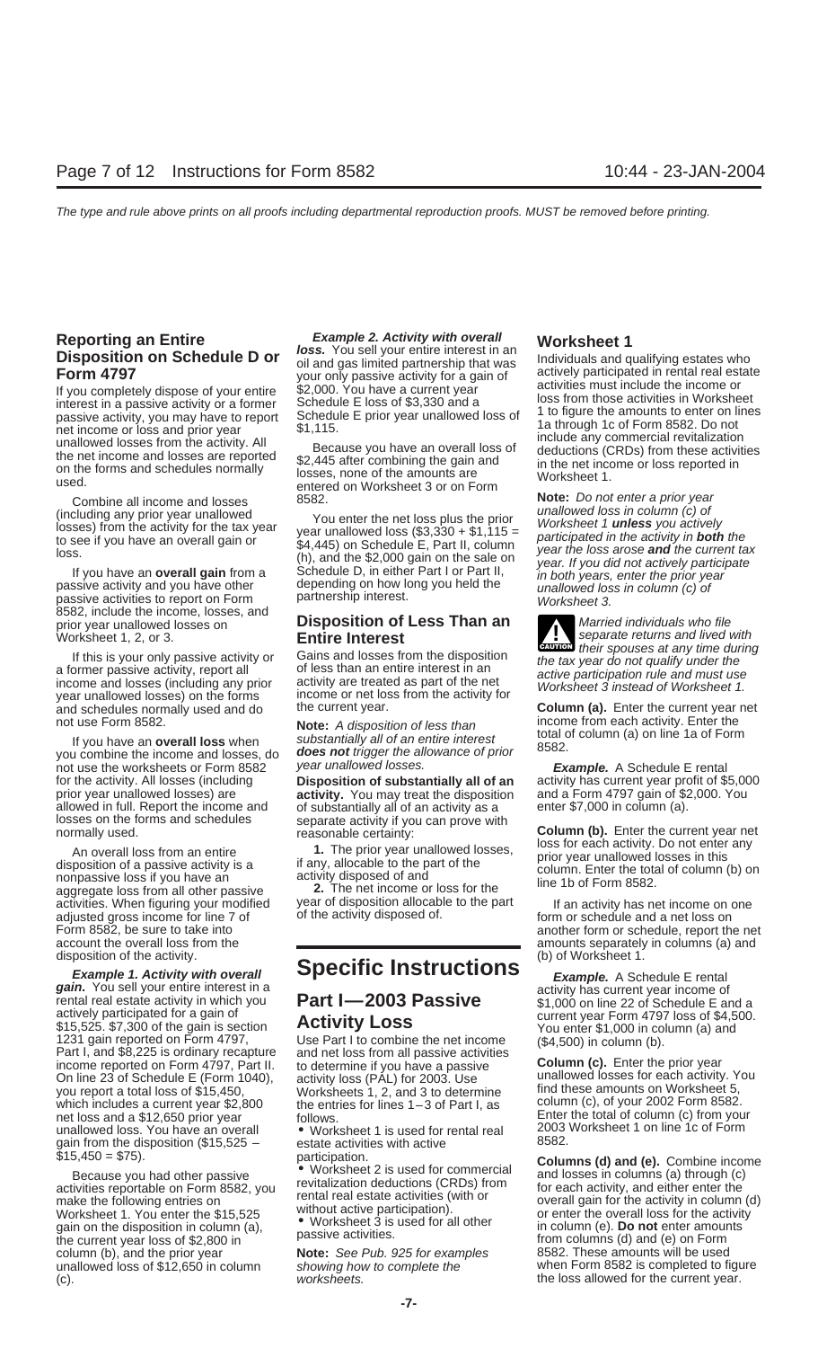## Reporting an Entire Disposition on Schedule D or Form 4797

If you completely dispose of your entire interest in a passive activity or a former passive activity, you may have to report net income or loss and prior year unallowed losses from the activity. All the net income and losses are reported on the forms and schedules normally used.

Combine all income and losses (including any prior year unallowed losses) from the activity for the tax year to see if you have an overall gain or loss.

If you have an **overall gain** from a passive activity and you have other passive activities to report on Form 8582, include the income, losses, and prior year unallowed losses on Worksheet 1, 2, or 3.

If this is your only passive activity or a former passive activity, report all income and losses (including any prior year unallowed losses) on the forms and schedules normally used and do not use Form 8582.

If you have an **overall loss** when you combine the income and losses, do not use the worksheets or Form 8582 for the activity. All losses (including prior year unallowed losses) are allowed in full. Report the income and losses on the forms and schedules normally used.

An overall loss from an entire disposition of a passive activity is a nonpassive loss if you have an aggregate loss from all other passive activities. When figuring your modified adjusted gross income for line 7 of Form 8582, be sure to take into account the overall loss from the disposition of the activity.

***Example 1. Activity with overall gain.*** You sell your entire interest in a rental real estate activity in which you actively participated for a gain of $15,525. $7,300 of the gain is section 1231 gain reported on Form 4797, Part I, and $8,225 is ordinary recapture income reported on Form 4797, Part II. On line 23 of Schedule E (Form 1040), you report a total loss of $15,450, which includes a current year $2,800 net loss and a $12,650 prior year unallowed loss. You have an overall gain from the disposition ($15,525 − $15,450 = $75).

Because you had other passive activities reportable on Form 8582, you make the following entries on Worksheet 1. You enter the $15,525 gain on the disposition in column (a), the current year loss of $2,800 in column (b), and the prior year unallowed loss of $12,650 in column (c).

***Example 2. Activity with overall loss.*** You sell your entire interest in an oil and gas limited partnership that was your only passive activity for a gain of $2,000. You have a current year Schedule E loss of $3,330 and a Schedule E prior year unallowed loss of $1,115.

Because you have an overall loss of $2,445 after combining the gain and losses, none of the amounts are entered on Worksheet 3 or on Form 8582.

You enter the net loss plus the prior year unallowed loss ($3,330 + $1,115 = $4,445) on Schedule E, Part II, column (h), and the $2,000 gain on the sale on Schedule D, in either Part I or Part II, depending on how long you held the partnership interest.

## Disposition of Less Than an Entire Interest

Gains and losses from the disposition of less than an entire interest in an activity are treated as part of the net income or net loss from the activity for the current year.

**Note:** *A disposition of less than substantially all of an entire interest* ***does not*** *trigger the allowance of prior year unallowed losses.*

**Disposition of substantially all of an activity.** You may treat the disposition of substantially all of an activity as a separate activity if you can prove with reasonable certainty:

**1.** The prior year unallowed losses, if any, allocable to the part of the activity disposed of and

**2.** The net income or loss for the year of disposition allocable to the part of the activity disposed of.

# Specific Instructions

## Part I—2003 Passive Activity Loss

Use Part I to combine the net income and net loss from all passive activities to determine if you have a passive activity loss (PAL) for 2003. Use Worksheets 1, 2, and 3 to determine the entries for lines 1–3 of Part I, as follows.

- Worksheet 1 is used for rental real estate activities with active participation.
- Worksheet 2 is used for commercial revitalization deductions (CRDs) from rental real estate activities (with or without active participation).
- Worksheet 3 is used for all other passive activities.

**Note:** *See Pub. 925 for examples showing how to complete the worksheets.*

## Worksheet 1

Individuals and qualifying estates who actively participated in rental real estate activities must include the income or loss from those activities in Worksheet 1 to figure the amounts to enter on lines 1a through 1c of Form 8582. Do not include any commercial revitalization deductions (CRDs) from these activities in the net income or loss reported in Worksheet 1.

**Note:** *Do not enter a prior year unallowed loss in column (c) of Worksheet 1* ***unless*** *you actively participated in the activity in* ***both*** *the year the loss arose* ***and*** *the current tax year. If you did not actively participate in both years, enter the prior year unallowed loss in column (c) of Worksheet 3.*

**CAUTION:** *Married individuals who file separate returns and lived with their spouses at any time during the tax year do not qualify under the active participation rule and must use Worksheet 3 instead of Worksheet 1.*

**Column (a).** Enter the current year net income from each activity. Enter the total of column (a) on line 1a of Form 8582.

***Example.*** A Schedule E rental activity has current year profit of $5,000 and a Form 4797 gain of $2,000. You enter $7,000 in column (a).

**Column (b).** Enter the current year net loss for each activity. Do not enter any prior year unallowed losses in this column. Enter the total of column (b) on line 1b of Form 8582.

If an activity has net income on one form or schedule and a net loss on another form or schedule, report the net amounts separately in columns (a) and (b) of Worksheet 1.

***Example.*** A Schedule E rental activity has current year income of $1,000 on line 22 of Schedule E and a current year Form 4797 loss of $4,500. You enter $1,000 in column (a) and ($4,500) in column (b).

**Column (c).** Enter the prior year unallowed losses for each activity. You find these amounts on Worksheet 5, column (c), of your 2002 Form 8582. Enter the total of column (c) from your 2003 Worksheet 1 on line 1c of Form 8582.

**Columns (d) and (e).** Combine income and losses in columns (a) through (c) for each activity, and either enter the overall gain for the activity in column (d) or enter the overall loss for the activity in column (e). **Do not** enter amounts from columns (d) and (e) on Form 8582. These amounts will be used when Form 8582 is completed to figure the loss allowed for the current year.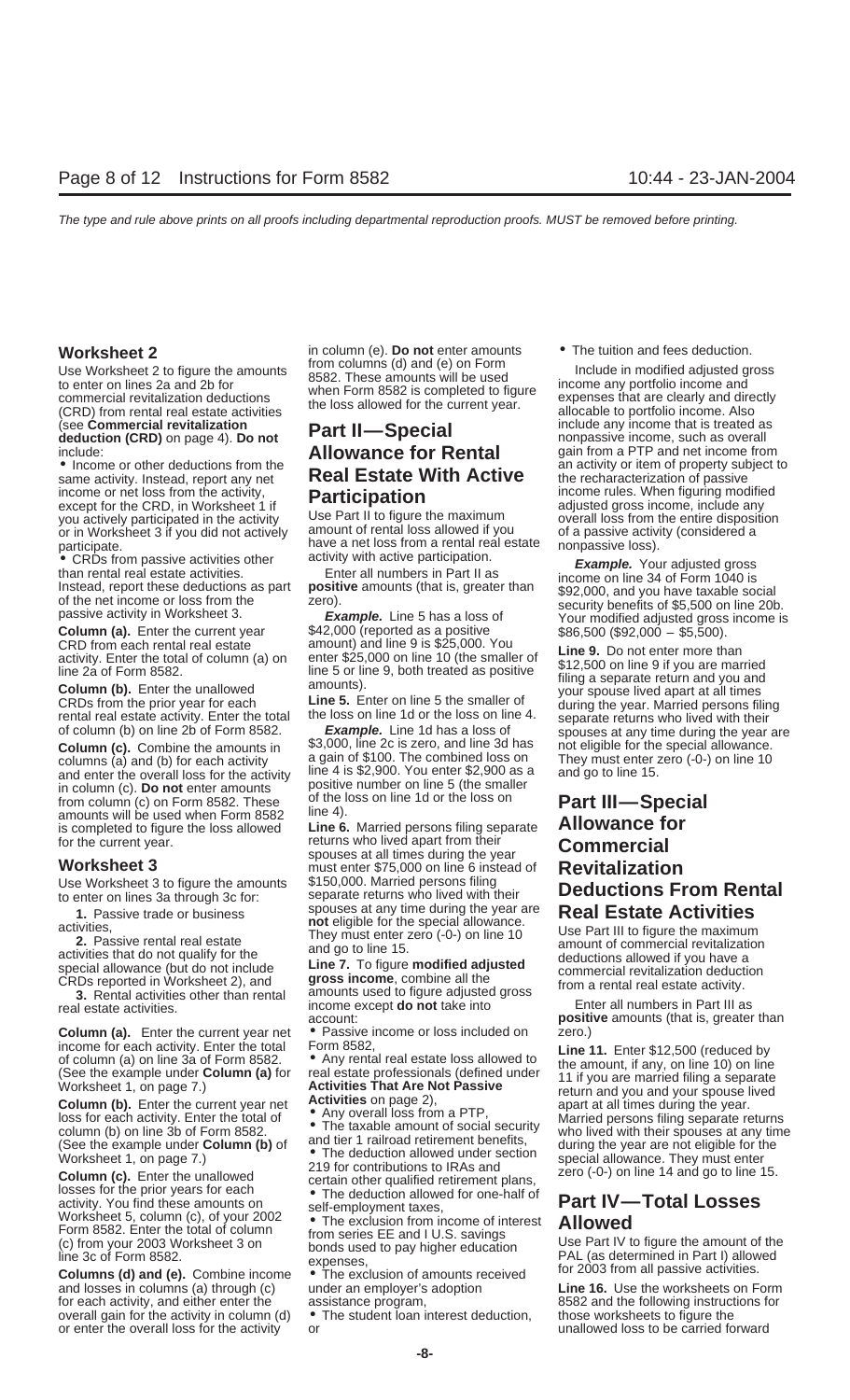## Worksheet 2

Use Worksheet 2 to figure the amounts to enter on lines 2a and 2b for commercial revitalization deductions (CRD) from rental real estate activities (see **Commercial revitalization deduction (CRD)** on page 4). **Do not** include:

- Income or other deductions from the same activity. Instead, report any net income or net loss from the activity, except for the CRD, in Worksheet 1 if you actively participated in the activity or in Worksheet 3 if you did not actively participate.
- CRDs from passive activities other than rental real estate activities. Instead, report these deductions as part of the net income or loss from the passive activity in Worksheet 3.

**Column (a).** Enter the current year CRD from each rental real estate activity. Enter the total of column (a) on line 2a of Form 8582.

**Column (b).** Enter the unallowed CRDs from the prior year for each rental real estate activity. Enter the total of column (b) on line 2b of Form 8582.

**Column (c).** Combine the amounts in columns (a) and (b) for each activity and enter the overall loss for the activity in column (c). **Do not** enter amounts from column (c) on Form 8582. These amounts will be used when Form 8582 is completed to figure the loss allowed for the current year.

## Worksheet 3

Use Worksheet 3 to figure the amounts to enter on lines 3a through 3c for:

1. Passive trade or business activities,
2. Passive rental real estate activities that do not qualify for the special allowance (but do not include CRDs reported in Worksheet 2), and
3. Rental activities other than rental real estate activities.

**Column (a).** Enter the current year net income for each activity. Enter the total of column (a) on line 3a of Form 8582. (See the example under **Column (a)** for Worksheet 1, on page 7.)

**Column (b).** Enter the current year net loss for each activity. Enter the total of column (b) on line 3b of Form 8582. (See the example under **Column (b)** of Worksheet 1, on page 7.)

**Column (c).** Enter the unallowed losses for the prior years for each activity. You find these amounts on Worksheet 5, column (c), of your 2002 Form 8582. Enter the total of column (c) from your 2003 Worksheet 3 on line 3c of Form 8582.

**Columns (d) and (e).** Combine income and losses in columns (a) through (c) for each activity, and either enter the overall gain for the activity in column (d) or enter the overall loss for the activity in column (e). **Do not** enter amounts from columns (d) and (e) on Form 8582. These amounts will be used when Form 8582 is completed to figure the loss allowed for the current year.

## Part II—Special Allowance for Rental Real Estate With Active Participation

Use Part II to figure the maximum amount of rental loss allowed if you have a net loss from a rental real estate activity with active participation.

Enter all numbers in Part II as **positive** amounts (that is, greater than zero).

***Example.*** Line 5 has a loss of $42,000 (reported as a positive amount) and line 9 is $25,000. You enter $25,000 on line 10 (the smaller of line 5 or line 9, both treated as positive amounts).

**Line 5.** Enter on line 5 the smaller of the loss on line 1d or the loss on line 4.

***Example.*** Line 1d has a loss of $3,000, line 2c is zero, and line 3d has a gain of $100. The combined loss on line 4 is $2,900. You enter $2,900 as a positive number on line 5 (the smaller of the loss on line 1d or the loss on line 4).

**Line 6.** Married persons filing separate returns who lived apart from their spouses at all times during the year must enter $75,000 on line 6 instead of $150,000. Married persons filing separate returns who lived with their spouses at any time during the year are **not** eligible for the special allowance. They must enter zero (-0-) on line 10 and go to line 15.

**Line 7.** To figure **modified adjusted gross income**, combine all the amounts used to figure adjusted gross income except **do not** take into account:

- Passive income or loss included on Form 8582,
- Any rental real estate loss allowed to real estate professionals (defined under **Activities That Are Not Passive** on page 2),
- Any overall loss from a PTP,
- The taxable amount of social security and tier 1 railroad retirement benefits,
- The deduction allowed under section 219 for contributions to IRAs and certain other qualified retirement plans,
- The deduction allowed for one-half of self-employment taxes,
- The exclusion from income of interest from series EE and I U.S. savings bonds used to pay higher education expenses,
- The exclusion of amounts received under an employer's adoption assistance program,
- The student loan interest deduction, or
- The tuition and fees deduction.

Include in modified adjusted gross income any portfolio income and expenses that are clearly and directly allocable to portfolio income. Also include any income that is treated as nonpassive income, such as overall gain from a PTP and net income from an activity or item of property subject to the recharacterization of passive income rules. When figuring modified adjusted gross income, include any overall loss from the entire disposition of a passive activity (considered a nonpassive loss).

***Example.*** Your adjusted gross income on line 34 of Form 1040 is $92,000, and you have taxable social security benefits of $5,500 on line 20b. Your modified adjusted gross income is $86,500 ($92,000 − $5,500).

**Line 9.** Do not enter more than $12,500 on line 9 if you are married filing a separate return and you and your spouse lived apart at all times during the year. Married persons filing separate returns who lived with their spouses at any time during the year are not eligible for the special allowance. They must enter zero (-0-) on line 10 and go to line 15.

## Part III—Special Allowance for Commercial Revitalization Deductions From Rental Real Estate Activities

Use Part III to figure the maximum amount of commercial revitalization deductions allowed if you have a commercial revitalization deduction from a rental real estate activity.

Enter all numbers in Part III as **positive** amounts (that is, greater than zero.)

**Line 11.** Enter $12,500 (reduced by the amount, if any, on line 10) on line 11 if you are married filing a separate return and you and your spouse lived apart at all times during the year. Married persons filing separate returns who lived with their spouses at any time during the year are not eligible for the special allowance. They must enter zero (-0-) on line 14 and go to line 15.

## Part IV—Total Losses Allowed

Use Part IV to figure the amount of the PAL (as determined in Part I) allowed for 2003 from all passive activities.

**Line 16.** Use the worksheets on Form 8582 and the following instructions for those worksheets to figure the unallowed loss to be carried forward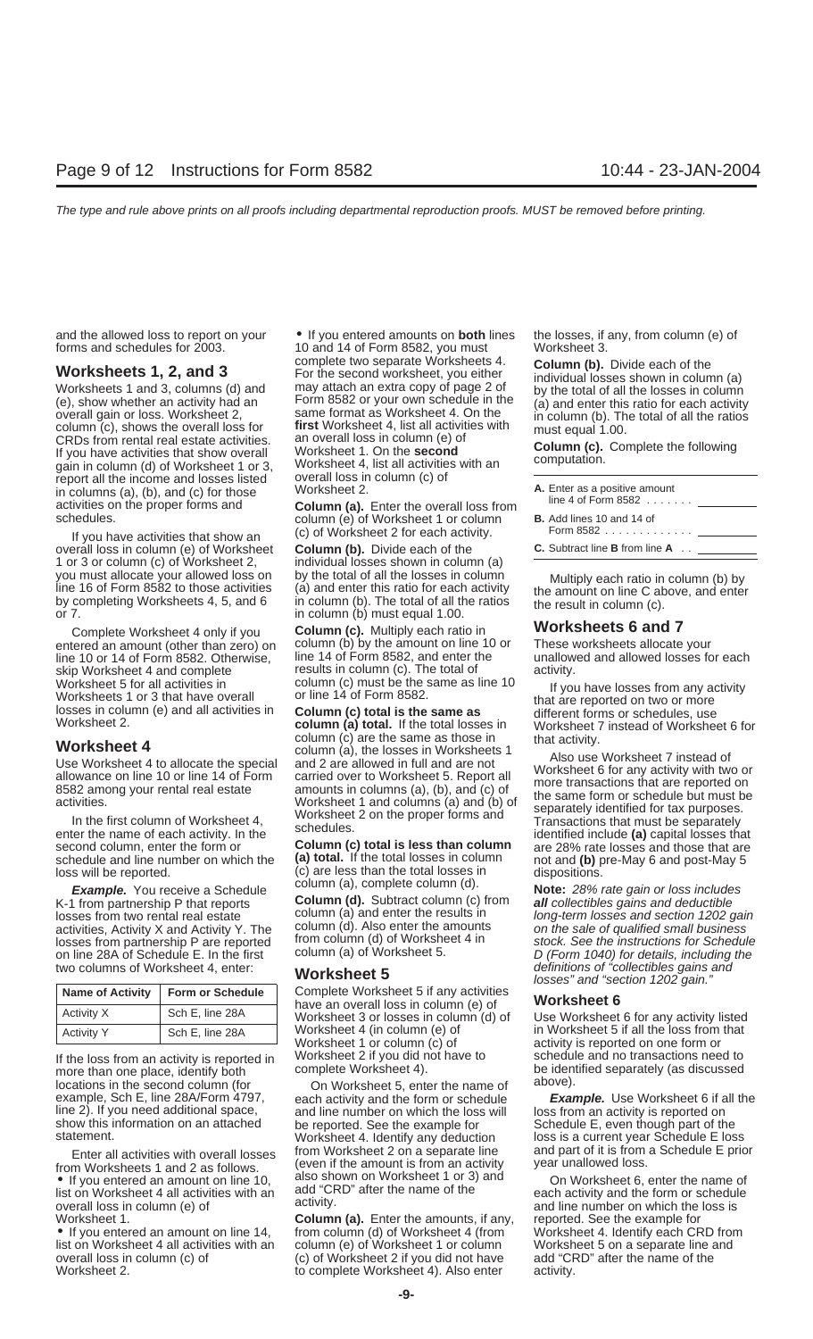and the allowed loss to report on your forms and schedules for 2003.

## Worksheets 1, 2, and 3

Worksheets 1 and 3, columns (d) and (e), show whether an activity had an overall gain or loss. Worksheet 2, column (c), shows the overall loss for CRDs from rental real estate activities. If you have activities that show overall gain in column (d) of Worksheet 1 or 3, report all the income and losses listed in columns (a), (b), and (c) for those activities on the proper forms and schedules.

If you have activities that show an overall loss in column (e) of Worksheet 1 or 3 or column (c) of Worksheet 2, you must allocate your allowed loss on line 16 of Form 8582 to those activities by completing Worksheets 4, 5, and 6 or 7.

Complete Worksheet 4 only if you entered an amount (other than zero) on line 10 or 14 of Form 8582. Otherwise, skip Worksheet 4 and complete Worksheet 5 for all activities in Worksheets 1 or 3 that have overall losses in column (e) and all activities in Worksheet 2.

## Worksheet 4

Use Worksheet 4 to allocate the special allowance on line 10 or line 14 of Form 8582 among your rental real estate activities.

In the first column of Worksheet 4, enter the name of each activity. In the second column, enter the form or schedule and line number on which the loss will be reported.

***Example.*** You receive a Schedule K-1 from partnership P that reports losses from two rental real estate activities, Activity X and Activity Y. The losses from partnership P are reported on line 28A of Schedule E. In the first two columns of Worksheet 4, enter:

| Name of Activity | Form or Schedule |
|---|---|
| Activity X | Sch E, line 28A |
| Activity Y | Sch E, line 28A |

If the loss from an activity is reported in more than one place, identify both locations in the second column (for example, Sch E, line 28A/Form 4797, line 2). If you need additional space, show this information on an attached statement.

Enter all activities with overall losses from Worksheets 1 and 2 as follows.

- If you entered an amount on line 10, list on Worksheet 4 all activities with an overall loss in column (e) of Worksheet 1.
- If you entered an amount on line 14, list on Worksheet 4 all activities with an overall loss in column (c) of Worksheet 2.
- If you entered amounts on **both** lines 10 and 14 of Form 8582, you must complete two separate Worksheets 4. For the second worksheet, you either may attach an extra copy of page 2 of Form 8582 or your own schedule in the same format as Worksheet 4. On the **first** Worksheet 4, list all activities with an overall loss in column (e) of Worksheet 1. On the **second** Worksheet 4, list all activities with an overall loss in column (c) of Worksheet 2.

**Column (a).** Enter the overall loss from column (e) of Worksheet 1 or column (c) of Worksheet 2 for each activity.

**Column (b).** Divide each of the individual losses shown in column (a) by the total of all the losses in column (a) and enter this ratio for each activity in column (b). The total of all the ratios in column (b) must equal 1.00.

**Column (c).** Multiply each ratio in column (b) by the amount on line 10 or line 14 of Form 8582, and enter the results in column (c). The total of column (c) must be the same as line 10 or line 14 of Form 8582.

**Column (c) total is the same as column (a) total.** If the total losses in column (c) are the same as those in column (a), the losses in Worksheets 1 and 2 are allowed in full and are not carried over to Worksheet 5. Report all amounts in columns (a), (b), and (c) of Worksheet 1 and columns (a) and (b) of Worksheet 2 on the proper forms and schedules.

**Column (c) total is less than column (a) total.** If the total losses in column (c) are less than the total losses in column (a), complete column (d).

**Column (d).** Subtract column (c) from column (a) and enter the results in column (d). Also enter the amounts from column (d) of Worksheet 4 in column (a) of Worksheet 5.

## Worksheet 5

Complete Worksheet 5 if any activities have an overall loss in column (e) of Worksheet 3 or losses in column (d) of Worksheet 4 (in column (e) of Worksheet 1 or column (c) of Worksheet 2 if you did not have to complete Worksheet 4).

On Worksheet 5, enter the name of each activity and the form or schedule and line number on which the loss will be reported. See the example for Worksheet 4. Identify any deduction from Worksheet 2 on a separate line (even if the amount is from an activity also shown on Worksheet 1 or 3) and add "CRD" after the name of the activity.

**Column (a).** Enter the amounts, if any, from column (d) of Worksheet 4 (from column (e) of Worksheet 1 or column (c) of Worksheet 2 if you did not have to complete Worksheet 4). Also enter the losses, if any, from column (e) of Worksheet 3.

**Column (b).** Divide each of the individual losses shown in column (a) by the total of all the losses in column (a) and enter this ratio for each activity in column (b). The total of all the ratios must equal 1.00.

**Column (c).** Complete the following computation.

| | |
|---|---|
| **A.** Enter as a positive amount line 4 of Form 8582 . . . . . . . | ______ |
| **B.** Add lines 10 and 14 of Form 8582 . . . . . . . . . . . . | ______ |
| **C.** Subtract line **B** from line **A** . . | ______ |

Multiply each ratio in column (b) by the amount on line C above, and enter the result in column (c).

## Worksheets 6 and 7

These worksheets allocate your unallowed and allowed losses for each activity.

If you have losses from any activity that are reported on two or more different forms or schedules, use Worksheet 7 instead of Worksheet 6 for that activity.

Also use Worksheet 7 instead of Worksheet 6 for any activity with two or more transactions that are reported on the same form or schedule but must be separately identified for tax purposes. Transactions that must be separately identified include **(a)** capital losses that are 28% rate losses and those that are not and **(b)** pre-May 6 and post-May 5 dispositions.

**Note:** *28% rate gain or loss includes* ***all*** *collectibles gains and deductible long-term losses and section 1202 gain on the sale of qualified small business stock. See the instructions for Schedule D (Form 1040) for details, including the definitions of "collectibles gains and losses" and "section 1202 gain."*

## Worksheet 6

Use Worksheet 6 for any activity listed in Worksheet 5 if all the loss from that activity is reported on one form or schedule and no transactions need to be identified separately (as discussed above).

***Example.*** Use Worksheet 6 if all the loss from an activity is reported on Schedule E, even though part of the loss is a current year Schedule E loss and part of it is from a Schedule E prior year unallowed loss.

On Worksheet 6, enter the name of each activity and the form or schedule and line number on which the loss is reported. See the example for Worksheet 4. Identify each CRD from Worksheet 5 on a separate line and add "CRD" after the name of the activity.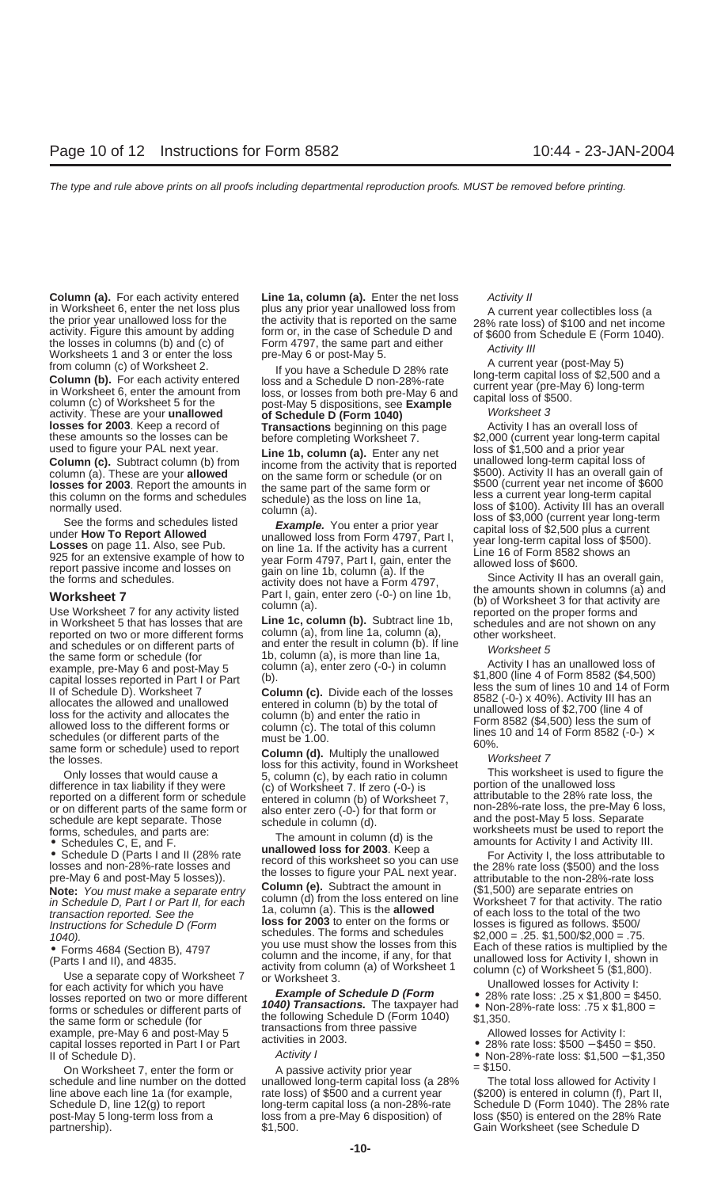**Column (a).** For each activity entered in Worksheet 6, enter the net loss plus the prior year unallowed loss for the activity. Figure this amount by adding the losses in columns (b) and (c) of Worksheets 1 and 3 or enter the loss from column (c) of Worksheet 2.

**Column (b).** For each activity entered in Worksheet 6, enter the amount from column (c) of Worksheet 5 for the activity. These are your **unallowed losses for 2003**. Keep a record of these amounts so the losses can be used to figure your PAL next year.

**Column (c).** Subtract column (b) from column (a). These are your **allowed losses for 2003**. Report the amounts in this column on the forms and schedules normally used.

See the forms and schedules listed under **How To Report Allowed Losses** on page 11. Also, see Pub. 925 for an extensive example of how to report passive income and losses on the forms and schedules.

## Worksheet 7

Use Worksheet 7 for any activity listed in Worksheet 5 that has losses that are reported on two or more different forms and schedules or on different parts of the same form or schedule (for example, pre-May 6 and post-May 5 capital losses reported in Part I or Part II of Schedule D). Worksheet 7 allocates the allowed and unallowed loss for the activity and allocates the allowed loss to the different forms or schedules (or different parts of the same form or schedule) used to report the losses.

Only losses that would cause a difference in tax liability if they were reported on a different form or schedule or on different parts of the same form or schedule are kept separate. Those forms, schedules, and parts are:

- Schedules C, E, and F.
- Schedule D (Parts I and II (28% rate losses and non-28%-rate losses and pre-May 6 and post-May 5 losses)).

**Note:** *You must make a separate entry in Schedule D, Part I or Part II, for each transaction reported. See the Instructions for Schedule D (Form 1040).*

- Forms 4684 (Section B), 4797 (Parts I and II), and 4835.

Use a separate copy of Worksheet 7 for each activity for which you have losses reported on two or more different forms or schedules or different parts of the same form or schedule (for example, pre-May 6 and post-May 5 capital losses reported in Part I or Part II of Schedule D).

On Worksheet 7, enter the form or schedule and line number on the dotted line above each line 1a (for example, Schedule D, line 12(g) to report post-May 5 long-term loss from a partnership).

**Line 1a, column (a).** Enter the net loss plus any prior year unallowed loss from the activity that is reported on the same form or, in the case of Schedule D and Form 4797, the same part and either pre-May 6 or post-May 5.

If you have a Schedule D 28% rate loss and a Schedule D non-28%-rate loss, or losses from both pre-May 6 and post-May 5 dispositions, see **Example of Schedule D (Form 1040) Transactions** beginning on this page before completing Worksheet 7.

**Line 1b, column (a).** Enter any net income from the activity that is reported on the same form or schedule (or on the same part of the same form or schedule) as the loss on line 1a, column (a).

***Example.*** You enter a prior year unallowed loss from Form 4797, Part I, on line 1a. If the activity has a current year Form 4797, Part I, gain, enter the gain on line 1b, column (a). If the activity does not have a Form 4797, Part I, gain, enter zero (-0-) on line 1b, column (a).

**Line 1c, column (b).** Subtract line 1b, column (a), from line 1a, column (a), and enter the result in column (b). If line 1b, column (a), is more than line 1a, column (a), enter zero (-0-) in column (b).

**Column (c).** Divide each of the losses entered in column (b) by the total of column (b) and enter the ratio in column (c). The total of this column must be 1.00.

**Column (d).** Multiply the unallowed loss for this activity, found in Worksheet 5, column (c), by each ratio in column (c) of Worksheet 7. If zero (-0-) is entered in column (b) of Worksheet 7, also enter zero (-0-) for that form or schedule in column (d).

The amount in column (d) is the **unallowed loss for 2003**. Keep a record of this worksheet so you can use the losses to figure your PAL next year.

**Column (e).** Subtract the amount in column (d) from the loss entered on line 1a, column (a). This is the **allowed loss for 2003** to enter on the forms or schedules. The forms and schedules you use must show the losses from this column and the income, if any, for that activity from column (a) of Worksheet 1 or Worksheet 3.

***Example of Schedule D (Form 1040) Transactions.*** The taxpayer had the following Schedule D (Form 1040) transactions from three passive activities in 2003.

*Activity I*

A passive activity prior year unallowed long-term capital loss (a 28% rate loss) of $500 and a current year long-term capital loss (a non-28%-rate loss from a pre-May 6 disposition) of $1,500.

*Activity II*

A current year collectibles loss (a 28% rate loss) of $100 and net income of $600 from Schedule E (Form 1040).

*Activity III*

A current year (post-May 5) long-term capital loss of $2,500 and a current year (pre-May 6) long-term capital loss of $500.

*Worksheet 3*

Activity I has an overall loss of $2,000 (current year long-term capital loss of $1,500 and a prior year unallowed long-term capital loss of $500). Activity II has an overall gain of $500 (current year net income of $600 less a current year long-term capital loss of $100). Activity III has an overall loss of $3,000 (current year long-term capital loss of $2,500 plus a current year long-term capital loss of $500). Line 16 of Form 8582 shows an allowed loss of $600.

Since Activity II has an overall gain, the amounts shown in columns (a) and (b) of Worksheet 3 for that activity are reported on the proper forms and schedules and are not shown on any other worksheet.

*Worksheet 5*

Activity I has an unallowed loss of $1,800 (line 4 of Form 8582 ($4,500) less the sum of lines 10 and 14 of Form 8582 (-0-) x 40%). Activity III has an unallowed loss of $2,700 (line 4 of Form 8582 ($4,500) less the sum of lines 10 and 14 of Form 8582 (-0-) × 60%.

*Worksheet 7*

This worksheet is used to figure the portion of the unallowed loss attributable to the 28% rate loss, the non-28%-rate loss, the pre-May 6 loss, and the post-May 5 loss. Separate worksheets must be used to report the amounts for Activity I and Activity III.

For Activity I, the loss attributable to the 28% rate loss ($500) and the loss attributable to the non-28%-rate loss ($1,500) are separate entries on Worksheet 7 for that activity. The ratio of each loss to the total of the two losses is figured as follows. $500/$2,000 = .25. $1,500/$2,000 = .75. Each of these ratios is multiplied by the unallowed loss for Activity I, shown in column (c) of Worksheet 5 ($1,800).

Unallowed losses for Activity I:

- 28% rate loss: .25 x $1,800 = $450.
- Non-28%-rate loss: .75 x $1,800 = $1,350.

Allowed losses for Activity I:

- 28% rate loss: $500 − $450 = $50.
- Non-28%-rate loss: $1,500 − $1,350 = $150.

The total loss allowed for Activity I ($200) is entered in column (f), Part II, Schedule D (Form 1040). The 28% rate loss ($50) is entered on the 28% Rate Gain Worksheet (see Schedule D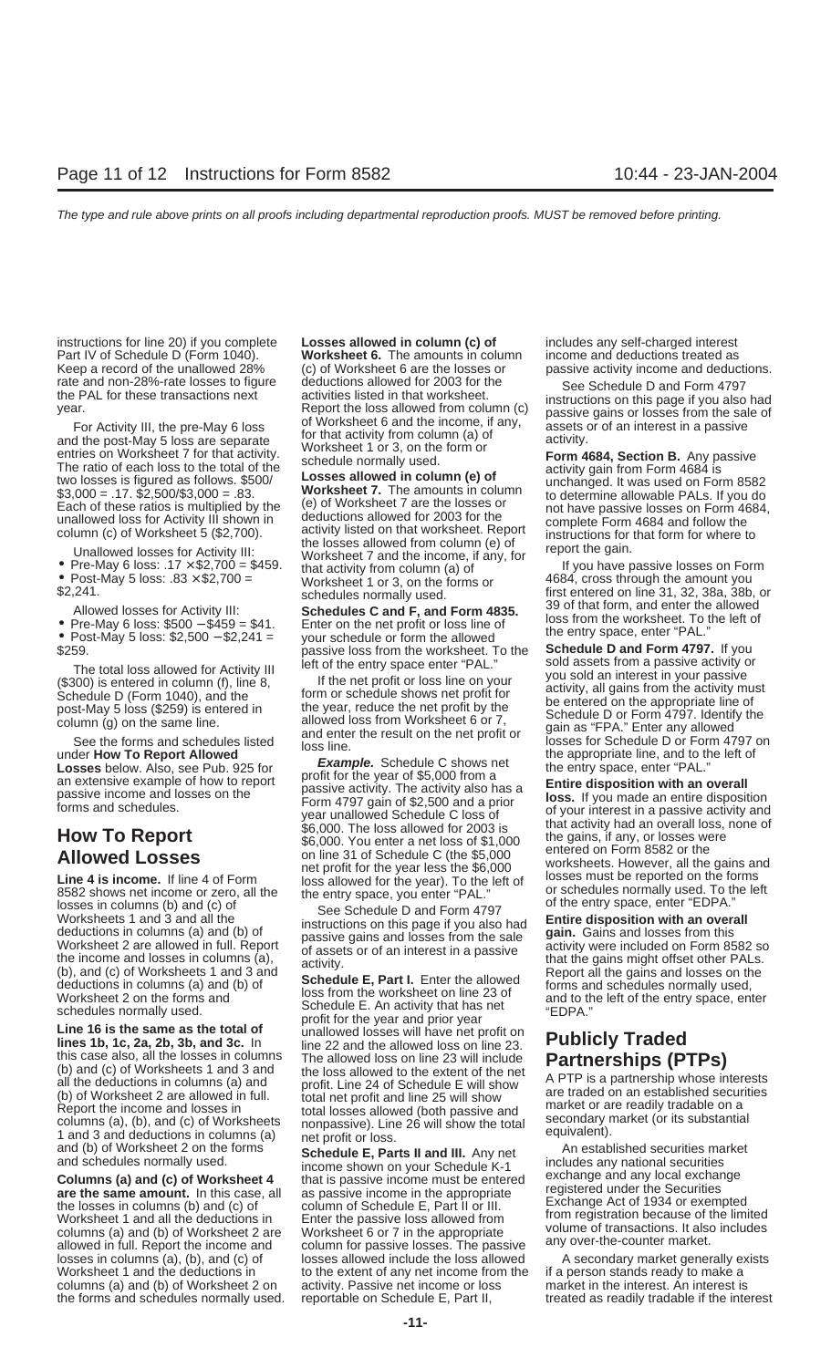instructions for line 20) if you complete Part IV of Schedule D (Form 1040). Keep a record of the unallowed 28% rate and non-28%-rate losses to figure the PAL for these transactions next year.

For Activity III, the pre-May 6 loss and the post-May 5 loss are separate entries on Worksheet 7 for that activity. The ratio of each loss to the total of the two losses is figured as follows. $500/$3,000 = .17. $2,500/$3,000 = .83. Each of these ratios is multiplied by the unallowed loss for Activity III shown in column (c) of Worksheet 5 ($2,700).

Unallowed losses for Activity III:

- Pre-May 6 loss: .17 × $2,700 = $459.
- Post-May 5 loss: .83 × $2,700 = $2,241.

Allowed losses for Activity III:

- Pre-May 6 loss: $500 − $459 = $41.
- Post-May 5 loss: $2,500 − $2,241 = $259.

The total loss allowed for Activity III ($300) is entered in column (f), line 8, Schedule D (Form 1040), and the post-May 5 loss ($259) is entered in column (g) on the same line.

See the forms and schedules listed under **How To Report Allowed Losses** below. Also, see Pub. 925 for an extensive example of how to report passive income and losses on the forms and schedules.

## How To Report Allowed Losses

**Line 4 is income.** If line 4 of Form 8582 shows net income or zero, all the losses in columns (b) and (c) of Worksheets 1 and 3 and all the deductions in columns (a) and (b) of Worksheet 2 are allowed in full. Report the income and losses in columns (a), (b), and (c) of Worksheets 1 and 3 and deductions in columns (a) and (b) of Worksheet 2 on the forms and schedules normally used.

**Line 16 is the same as the total of lines 1b, 1c, 2a, 2b, 3b, and 3c.** In this case also, all the losses in columns (b) and (c) of Worksheets 1 and 3 and all the deductions in columns (a) and (b) of Worksheet 2 are allowed in full. Report the income and losses in columns (a), (b), and (c) of Worksheets 1 and 3 and deductions in columns (a) and (b) of Worksheet 2 on the forms and schedules normally used.

**Columns (a) and (c) of Worksheet 4 are the same amount.** In this case, all the losses in columns (b) and (c) of Worksheet 1 and all the deductions in columns (a) and (b) of Worksheet 2 are allowed in full. Report the income and losses in columns (a), (b), and (c) of Worksheet 1 and the deductions in columns (a) and (b) of Worksheet 2 on the forms and schedules normally used.

**Losses allowed in column (c) of Worksheet 6.** The amounts in column (c) of Worksheet 6 are the losses or deductions allowed for 2003 for the activities listed in that worksheet. Report the loss allowed from column (c) of Worksheet 6 and the income, if any, for that activity from column (a) of Worksheet 1 or 3, on the form or schedule normally used.

**Losses allowed in column (e) of Worksheet 7.** The amounts in column (e) of Worksheet 7 are the losses or deductions allowed for 2003 for the activity listed on that worksheet. Report the losses allowed from column (e) of Worksheet 7 and the income, if any, for that activity from column (a) of Worksheet 1 or 3, on the forms or schedules normally used.

**Schedules C and F, and Form 4835.** Enter on the net profit or loss line of your schedule or form the allowed passive loss from the worksheet. To the left of the entry space enter "PAL."

If the net profit or loss line on your form or schedule shows net profit for the year, reduce the net profit by the allowed loss from Worksheet 6 or 7, and enter the result on the net profit or loss line.

***Example.*** Schedule C shows net profit for the year of $5,000 from a passive activity. The activity also has a Form 4797 gain of $2,500 and a prior year unallowed Schedule C loss of $6,000. The loss allowed for 2003 is $6,000. You enter a net loss of $1,000 on line 31 of Schedule C (the $5,000 net profit for the year less the $6,000 loss allowed for the year). To the left of the entry space, you enter "PAL."

See Schedule D and Form 4797 instructions on this page if you also had passive gains and losses from the sale of assets or of an interest in a passive activity.

**Schedule E, Part I.** Enter the allowed loss from the worksheet on line 23 of Schedule E. An activity that has net profit for the year and prior year unallowed losses will have net profit on line 22 and the allowed loss on line 23. The allowed loss on line 23 will include the loss allowed to the extent of the net profit. Line 24 of Schedule E will show total net profit and line 25 will show total losses allowed (both passive and nonpassive). Line 26 will show the total net profit or loss.

**Schedule E, Parts II and III.** Any net income shown on your Schedule K-1 that is passive income must be entered as passive income in the appropriate column of Schedule E, Part II or III. Enter the passive loss allowed from Worksheet 6 or 7 in the appropriate column for passive losses. The passive losses allowed include the loss allowed to the extent of any net income from the activity. Passive net income or loss reportable on Schedule E, Part II, includes any self-charged interest income and deductions treated as passive activity income and deductions.

See Schedule D and Form 4797 instructions on this page if you also had passive gains or losses from the sale of assets or of an interest in a passive activity.

**Form 4684, Section B.** Any passive activity gain from Form 4684 is unchanged. It was used on Form 8582 to determine allowable PALs. If you do not have passive losses on Form 4684, complete Form 4684 and follow the instructions for that form for where to report the gain.

If you have passive losses on Form 4684, cross through the amount you first entered on line 31, 32, 38a, 38b, or 39 of that form, and enter the allowed loss from the worksheet. To the left of the entry space, enter "PAL."

**Schedule D and Form 4797.** If you sold assets from a passive activity or you sold an interest in your passive activity, all gains from the activity must be entered on the appropriate line of Schedule D or Form 4797. Identify the gain as "FPA." Enter any allowed losses for Schedule D or Form 4797 on the appropriate line, and to the left of the entry space, enter "PAL."

**Entire disposition with an overall loss.** If you made an entire disposition of your interest in a passive activity and that activity had an overall loss, none of the gains, if any, or losses were entered on Form 8582 or the worksheets. However, all the gains and losses must be reported on the forms or schedules normally used. To the left of the entry space, enter "EDPA."

**Entire disposition with an overall gain.** Gains and losses from this activity were included on Form 8582 so that the gains might offset other PALs. Report all the gains and losses on the forms and schedules normally used, and to the left of the entry space, enter "EDPA."

## Publicly Traded Partnerships (PTPs)

A PTP is a partnership whose interests are traded on an established securities market or are readily tradable on a secondary market (or its substantial equivalent).

An established securities market includes any national securities exchange and any local exchange registered under the Securities Exchange Act of 1934 or exempted from registration because of the limited volume of transactions. It also includes any over-the-counter market.

A secondary market generally exists if a person stands ready to make a market in the interest. An interest is treated as readily tradable if the interest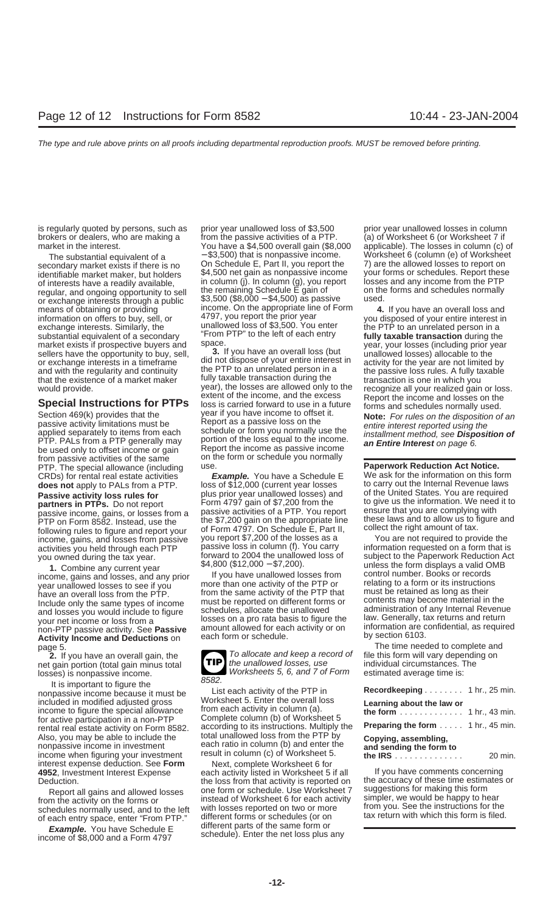is regularly quoted by persons, such as brokers or dealers, who are making a market in the interest.

The substantial equivalent of a secondary market exists if there is no identifiable market maker, but holders of interests have a readily available, regular, and ongoing opportunity to sell or exchange interests through a public means of obtaining or providing information on offers to buy, sell, or exchange interests. Similarly, the substantial equivalent of a secondary market exists if prospective buyers and sellers have the opportunity to buy, sell, or exchange interests in a timeframe and with the regularity and continuity that the existence of a market maker would provide.

## Special Instructions for PTPs

Section 469(k) provides that the passive activity limitations must be applied separately to items from each PTP. PALs from a PTP generally may be used only to offset income or gain from passive activities of the same PTP. The special allowance (including CRDs) for rental real estate activities **does not** apply to PALs from a PTP.

**Passive activity loss rules for partners in PTPs.** Do not report passive income, gains, or losses from a PTP on Form 8582. Instead, use the following rules to figure and report your income, gains, and losses from passive activities you held through each PTP you owned during the tax year.

**1.** Combine any current year income, gains and losses, and any prior year unallowed losses to see if you have an overall loss from the PTP. Include only the same types of income and losses you would include to figure your net income or loss from a non-PTP passive activity. See **Passive Activity Income and Deductions** on page 5.

**2.** If you have an overall gain, the net gain portion (total gain minus total losses) is nonpassive income.

It is important to figure the nonpassive income because it must be included in modified adjusted gross income to figure the special allowance for active participation in a non-PTP rental real estate activity on Form 8582. Also, you may be able to include the nonpassive income in investment income when figuring your investment interest expense deduction. See **Form 4952**, Investment Interest Expense Deduction.

Report all gains and allowed losses from the activity on the forms or schedules normally used, and to the left of each entry space, enter "From PTP."

***Example.*** You have Schedule E income of $8,000 and a Form 4797 prior year unallowed loss of $3,500 from the passive activities of a PTP. You have a $4,500 overall gain ($8,000 − $3,500) that is nonpassive income. On Schedule E, Part II, you report the $4,500 net gain as nonpassive income in column (j). In column (g), you report the remaining Schedule E gain of $3,500 ($8,000 − $4,500) as passive income. On the appropriate line of Form 4797, you report the prior year unallowed loss of $3,500. You enter "From PTP" to the left of each entry space.

**3.** If you have an overall loss (but did not dispose of your entire interest in the PTP to an unrelated person in a fully taxable transaction during the year), the losses are allowed only to the extent of the income, and the excess loss is carried forward to use in a future year if you have income to offset it. Report as a passive loss on the schedule or form you normally use the portion of the loss equal to the income. Report the income as passive income on the form or schedule you normally use.

***Example.*** You have a Schedule E loss of $12,000 (current year losses plus prior year unallowed losses) and Form 4797 gain of $7,200 from the passive activities of a PTP. You report the $7,200 gain on the appropriate line of Form 4797. On Schedule E, Part II, you report $7,200 of the losses as a passive loss in column (f). You carry forward to 2004 the unallowed loss of $4,800 ($12,000 − $7,200).

If you have unallowed losses from more than one activity of the PTP or from the same activity of the PTP that must be reported on different forms or schedules, allocate the unallowed losses on a pro rata basis to figure the amount allowed for each activity or on each form or schedule.

**TIP** *To allocate and keep a record of the unallowed losses, use Worksheets 5, 6, and 7 of Form 8582.*

List each activity of the PTP in Worksheet 5. Enter the overall loss from each activity in column (a). Complete column (b) of Worksheet 5 according to its instructions. Multiply the total unallowed loss from the PTP by each ratio in column (b) and enter the result in column (c) of Worksheet 5.

Next, complete Worksheet 6 for each activity listed in Worksheet 5 if all the loss from that activity is reported on one form or schedule. Use Worksheet 7 instead of Worksheet 6 for each activity with losses reported on two or more different forms or schedules (or on different parts of the same form or schedule). Enter the net loss plus any prior year unallowed losses in column (a) of Worksheet 6 (or Worksheet 7 if applicable). The losses in column (c) of Worksheet 6 (column (e) of Worksheet 7) are the allowed losses to report on your forms or schedules. Report these losses and any income from the PTP on the forms and schedules normally used.

**4.** If you have an overall loss and you disposed of your entire interest in the PTP to an unrelated person in a **fully taxable transaction** during the year, your losses (including prior year unallowed losses) allocable to the activity for the year are not limited by the passive loss rules. A fully taxable transaction is one in which you recognize all your realized gain or loss. Report the income and losses on the forms and schedules normally used.

**Note:** *For rules on the disposition of an entire interest reported using the installment method, see* ***Disposition of an Entire Interest*** *on page 6.*

**Paperwork Reduction Act Notice.** We ask for the information on this form to carry out the Internal Revenue laws of the United States. You are required to give us the information. We need it to ensure that you are complying with these laws and to allow us to figure and collect the right amount of tax.

You are not required to provide the information requested on a form that is subject to the Paperwork Reduction Act unless the form displays a valid OMB control number. Books or records relating to a form or its instructions must be retained as long as their contents may become material in the administration of any Internal Revenue law. Generally, tax returns and return information are confidential, as required by section 6103.

The time needed to complete and file this form will vary depending on individual circumstances. The estimated average time is:

| | |
|---|---|
| **Recordkeeping** | 1 hr., 25 min. |
| **Learning about the law or the form** | 1 hr., 43 min. |
| **Preparing the form** | 1 hr., 45 min. |
| **Copying, assembling, and sending the form to the IRS** | 20 min. |

If you have comments concerning the accuracy of these time estimates or suggestions for making this form simpler, we would be happy to hear from you. See the instructions for the tax return with which this form is filed.